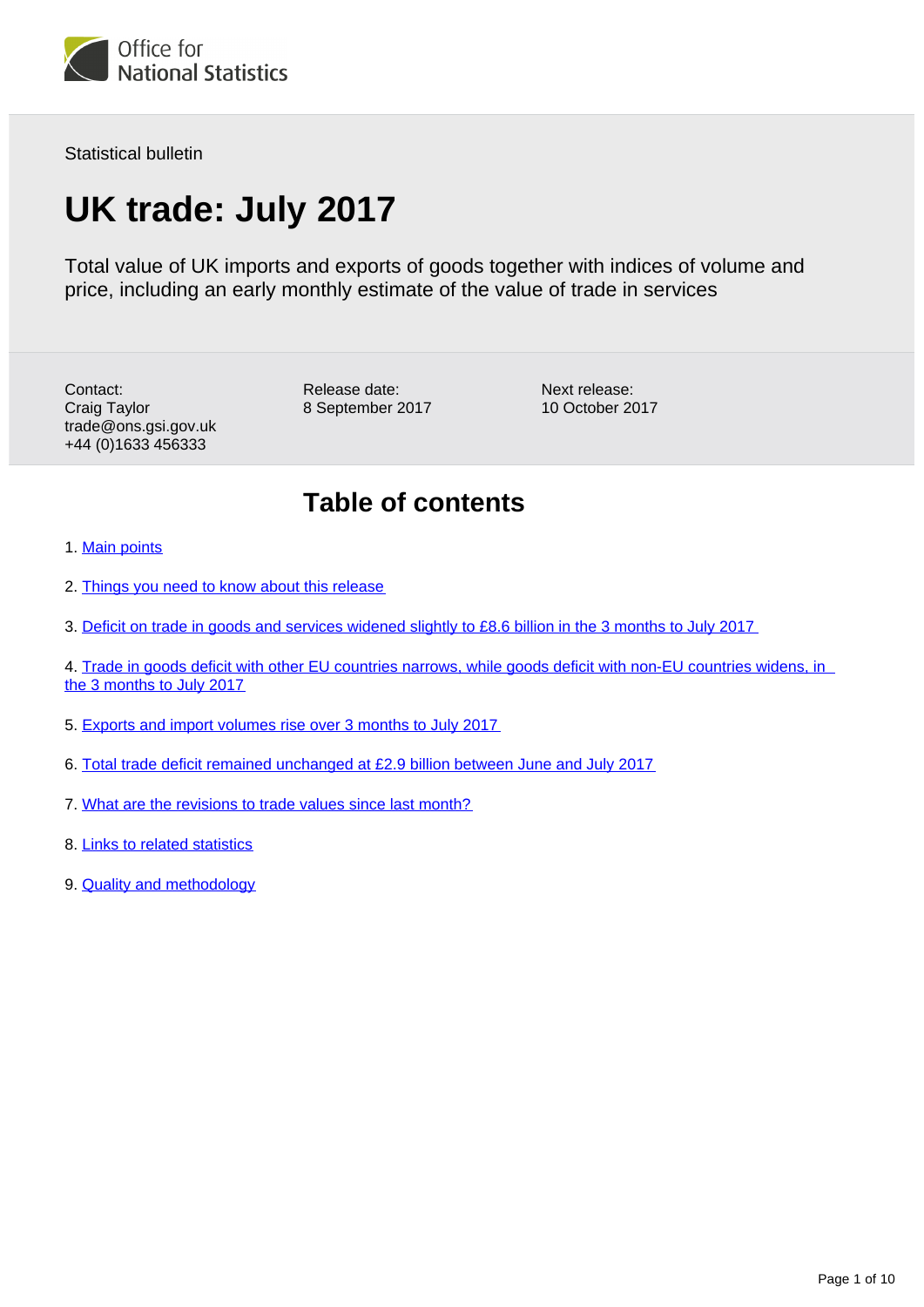Office for National Statistics

Statistical bulletin

# UK trade: July 2017

Total value of UK imports and exports of goods together with indices of volume and price, including an early monthly estimate of the value of trade in services

Contact:
Craig Taylor
trade@ons.gsi.gov.uk
+44 (0)1633 456333

Release date:
8 September 2017

Next release:
10 October 2017

## Table of contents

1. Main points
2. Things you need to know about this release
3. Deficit on trade in goods and services widened slightly to £8.6 billion in the 3 months to July 2017
4. Trade in goods deficit with other EU countries narrows, while goods deficit with non-EU countries widens, in the 3 months to July 2017
5. Exports and import volumes rise over 3 months to July 2017
6. Total trade deficit remained unchanged at £2.9 billion between June and July 2017
7. What are the revisions to trade values since last month?
8. Links to related statistics
9. Quality and methodology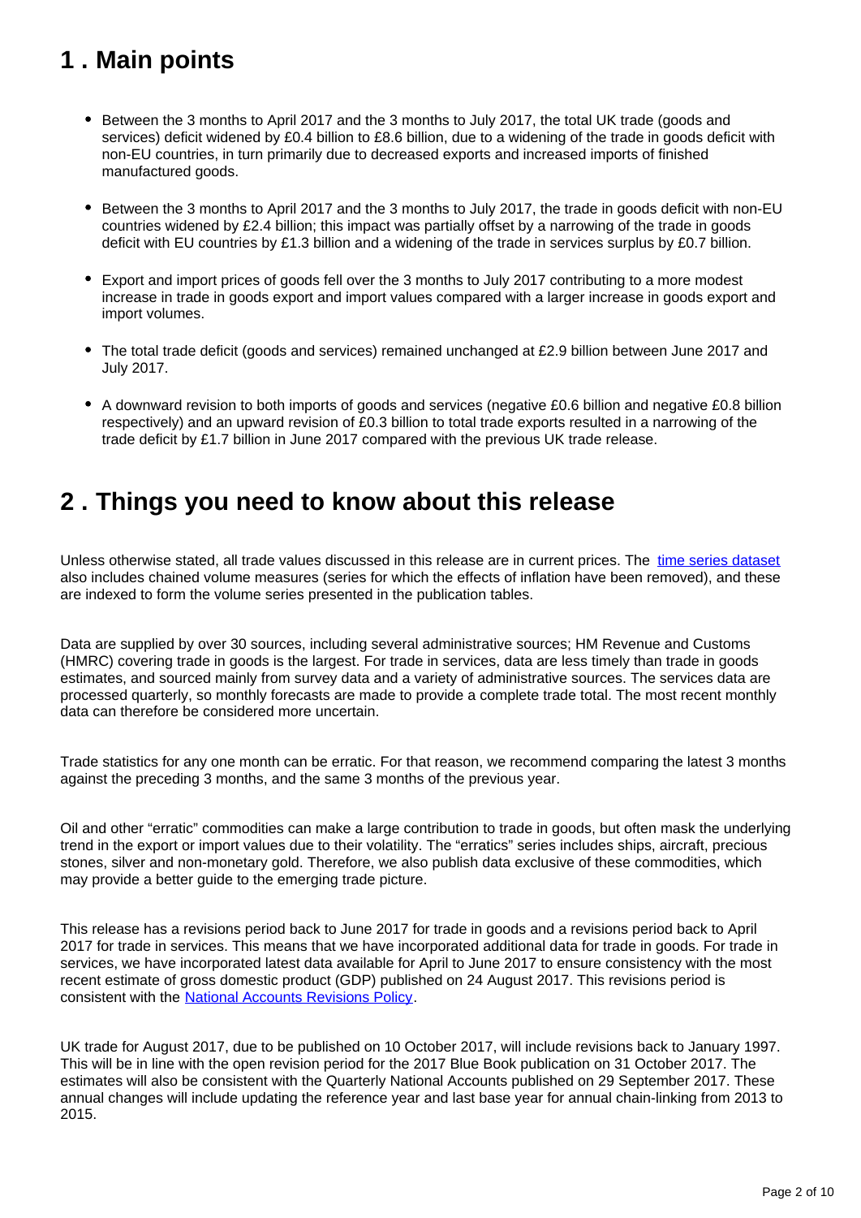## 1 . Main points

- Between the 3 months to April 2017 and the 3 months to July 2017, the total UK trade (goods and services) deficit widened by £0.4 billion to £8.6 billion, due to a widening of the trade in goods deficit with non-EU countries, in turn primarily due to decreased exports and increased imports of finished manufactured goods.
- Between the 3 months to April 2017 and the 3 months to July 2017, the trade in goods deficit with non-EU countries widened by £2.4 billion; this impact was partially offset by a narrowing of the trade in goods deficit with EU countries by £1.3 billion and a widening of the trade in services surplus by £0.7 billion.
- Export and import prices of goods fell over the 3 months to July 2017 contributing to a more modest increase in trade in goods export and import values compared with a larger increase in goods export and import volumes.
- The total trade deficit (goods and services) remained unchanged at £2.9 billion between June 2017 and July 2017.
- A downward revision to both imports of goods and services (negative £0.6 billion and negative £0.8 billion respectively) and an upward revision of £0.3 billion to total trade exports resulted in a narrowing of the trade deficit by £1.7 billion in June 2017 compared with the previous UK trade release.

## 2 . Things you need to know about this release

Unless otherwise stated, all trade values discussed in this release are in current prices. The time series dataset also includes chained volume measures (series for which the effects of inflation have been removed), and these are indexed to form the volume series presented in the publication tables.

Data are supplied by over 30 sources, including several administrative sources; HM Revenue and Customs (HMRC) covering trade in goods is the largest. For trade in services, data are less timely than trade in goods estimates, and sourced mainly from survey data and a variety of administrative sources. The services data are processed quarterly, so monthly forecasts are made to provide a complete trade total. The most recent monthly data can therefore be considered more uncertain.

Trade statistics for any one month can be erratic. For that reason, we recommend comparing the latest 3 months against the preceding 3 months, and the same 3 months of the previous year.

Oil and other "erratic" commodities can make a large contribution to trade in goods, but often mask the underlying trend in the export or import values due to their volatility. The "erratics" series includes ships, aircraft, precious stones, silver and non-monetary gold. Therefore, we also publish data exclusive of these commodities, which may provide a better guide to the emerging trade picture.

This release has a revisions period back to June 2017 for trade in goods and a revisions period back to April 2017 for trade in services. This means that we have incorporated additional data for trade in goods. For trade in services, we have incorporated latest data available for April to June 2017 to ensure consistency with the most recent estimate of gross domestic product (GDP) published on 24 August 2017. This revisions period is consistent with the National Accounts Revisions Policy.

UK trade for August 2017, due to be published on 10 October 2017, will include revisions back to January 1997. This will be in line with the open revision period for the 2017 Blue Book publication on 31 October 2017. The estimates will also be consistent with the Quarterly National Accounts published on 29 September 2017. These annual changes will include updating the reference year and last base year for annual chain-linking from 2013 to 2015.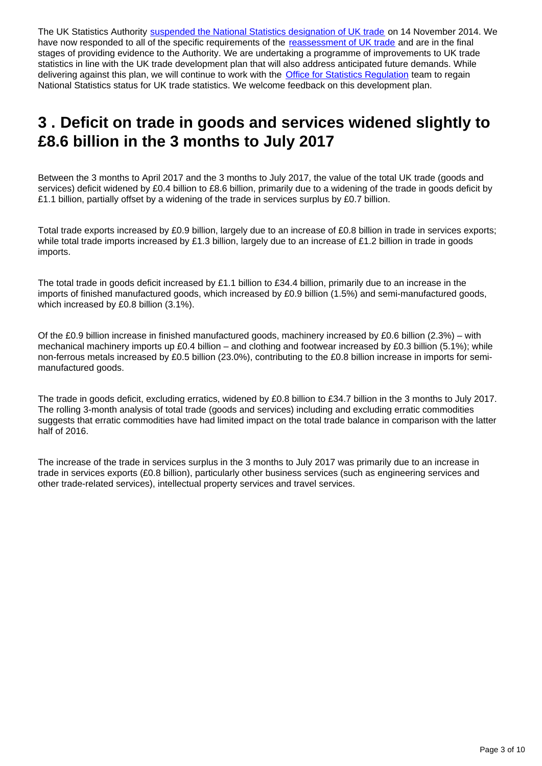The UK Statistics Authority [suspended the National Statistics designation of UK trade](#) on 14 November 2014. We have now responded to all of the specific requirements of the [reassessment of UK trade](#) and are in the final stages of providing evidence to the Authority. We are undertaking a programme of improvements to UK trade statistics in line with the UK trade development plan that will also address anticipated future demands. While delivering against this plan, we will continue to work with the [Office for Statistics Regulation](#) team to regain National Statistics status for UK trade statistics. We welcome feedback on this development plan.

## 3 . Deficit on trade in goods and services widened slightly to £8.6 billion in the 3 months to July 2017

Between the 3 months to April 2017 and the 3 months to July 2017, the value of the total UK trade (goods and services) deficit widened by £0.4 billion to £8.6 billion, primarily due to a widening of the trade in goods deficit by £1.1 billion, partially offset by a widening of the trade in services surplus by £0.7 billion.

Total trade exports increased by £0.9 billion, largely due to an increase of £0.8 billion in trade in services exports; while total trade imports increased by £1.3 billion, largely due to an increase of £1.2 billion in trade in goods imports.

The total trade in goods deficit increased by £1.1 billion to £34.4 billion, primarily due to an increase in the imports of finished manufactured goods, which increased by £0.9 billion (1.5%) and semi-manufactured goods, which increased by £0.8 billion (3.1%).

Of the £0.9 billion increase in finished manufactured goods, machinery increased by £0.6 billion (2.3%) – with mechanical machinery imports up £0.4 billion – and clothing and footwear increased by £0.3 billion (5.1%); while non-ferrous metals increased by £0.5 billion (23.0%), contributing to the £0.8 billion increase in imports for semi-manufactured goods.

The trade in goods deficit, excluding erratics, widened by £0.8 billion to £34.7 billion in the 3 months to July 2017. The rolling 3-month analysis of total trade (goods and services) including and excluding erratic commodities suggests that erratic commodities have had limited impact on the total trade balance in comparison with the latter half of 2016.

The increase of the trade in services surplus in the 3 months to July 2017 was primarily due to an increase in trade in services exports (£0.8 billion), particularly other business services (such as engineering services and other trade-related services), intellectual property services and travel services.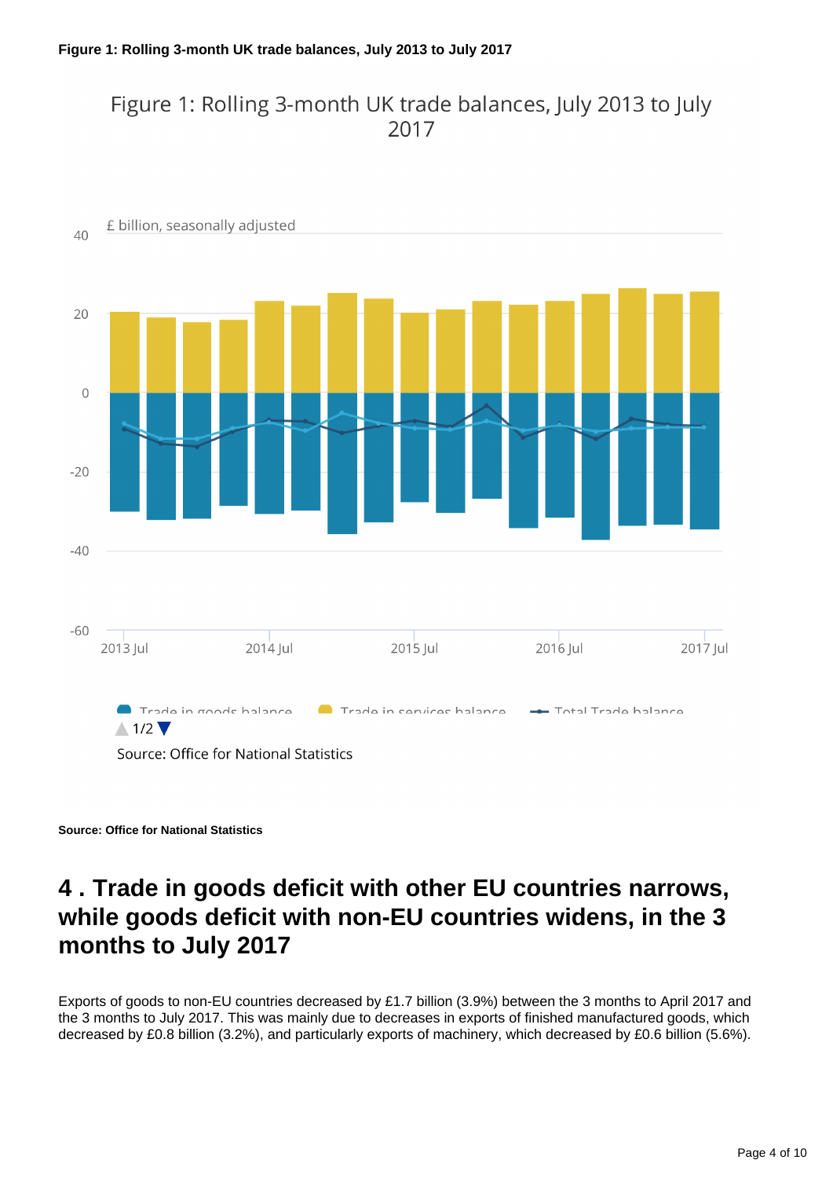**Figure 1: Rolling 3-month UK trade balances, July 2013 to July 2017**

Figure 1: Rolling 3-month UK trade balances, July 2013 to July 2017

£ billion, seasonally adjusted

Trade in goods balance | Trade in services balance | Total Trade balance

Source: Office for National Statistics

**Source: Office for National Statistics**

## 4 . Trade in goods deficit with other EU countries narrows, while goods deficit with non-EU countries widens, in the 3 months to July 2017

Exports of goods to non-EU countries decreased by £1.7 billion (3.9%) between the 3 months to April 2017 and the 3 months to July 2017. This was mainly due to decreases in exports of finished manufactured goods, which decreased by £0.8 billion (3.2%), and particularly exports of machinery, which decreased by £0.6 billion (5.6%).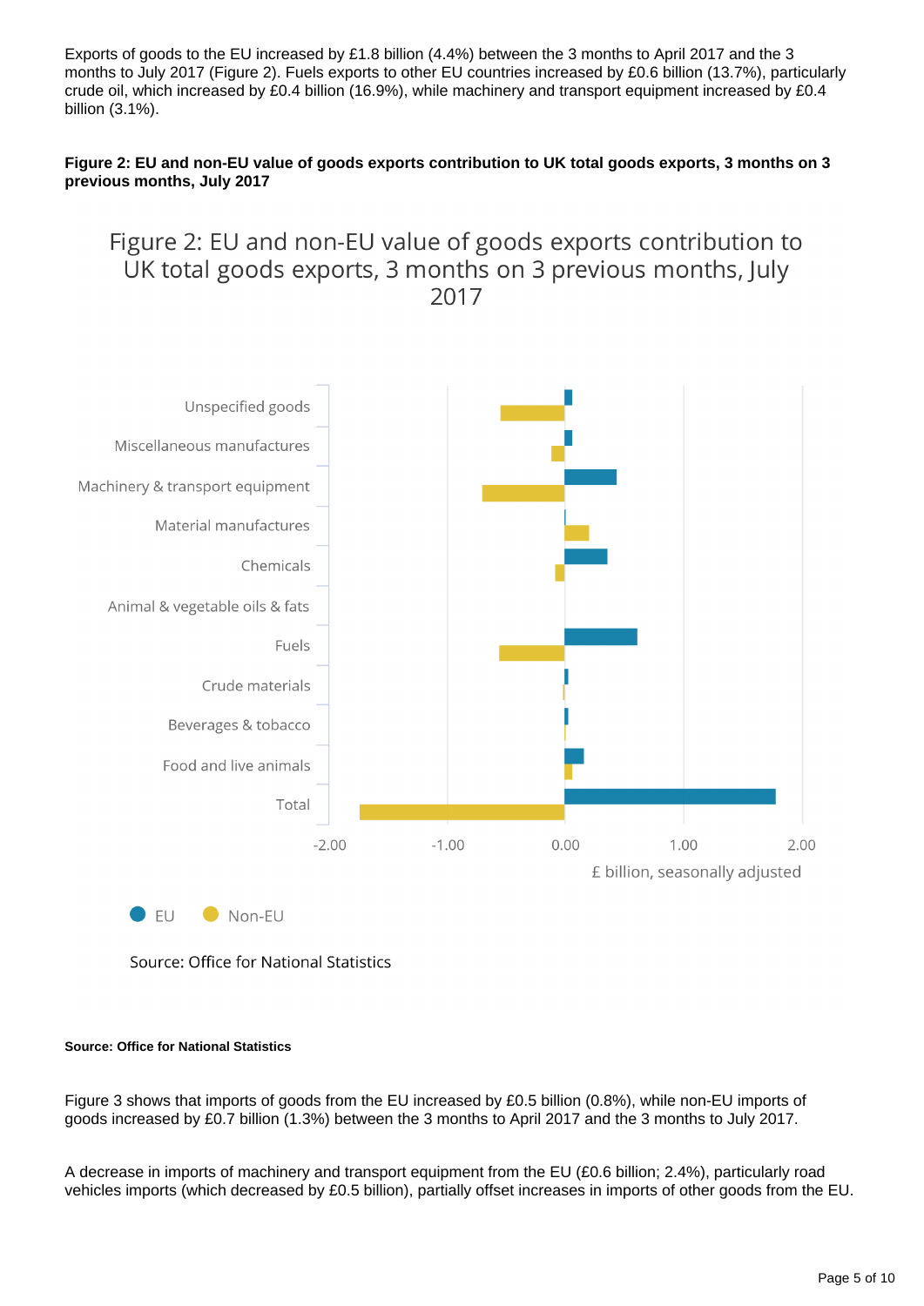Exports of goods to the EU increased by £1.8 billion (4.4%) between the 3 months to April 2017 and the 3 months to July 2017 (Figure 2). Fuels exports to other EU countries increased by £0.6 billion (13.7%), particularly crude oil, which increased by £0.4 billion (16.9%), while machinery and transport equipment increased by £0.4 billion (3.1%).

**Figure 2: EU and non-EU value of goods exports contribution to UK total goods exports, 3 months on 3 previous months, July 2017**

**Source: Office for National Statistics**

Figure 3 shows that imports of goods from the EU increased by £0.5 billion (0.8%), while non-EU imports of goods increased by £0.7 billion (1.3%) between the 3 months to April 2017 and the 3 months to July 2017.

A decrease in imports of machinery and transport equipment from the EU (£0.6 billion; 2.4%), particularly road vehicles imports (which decreased by £0.5 billion), partially offset increases in imports of other goods from the EU.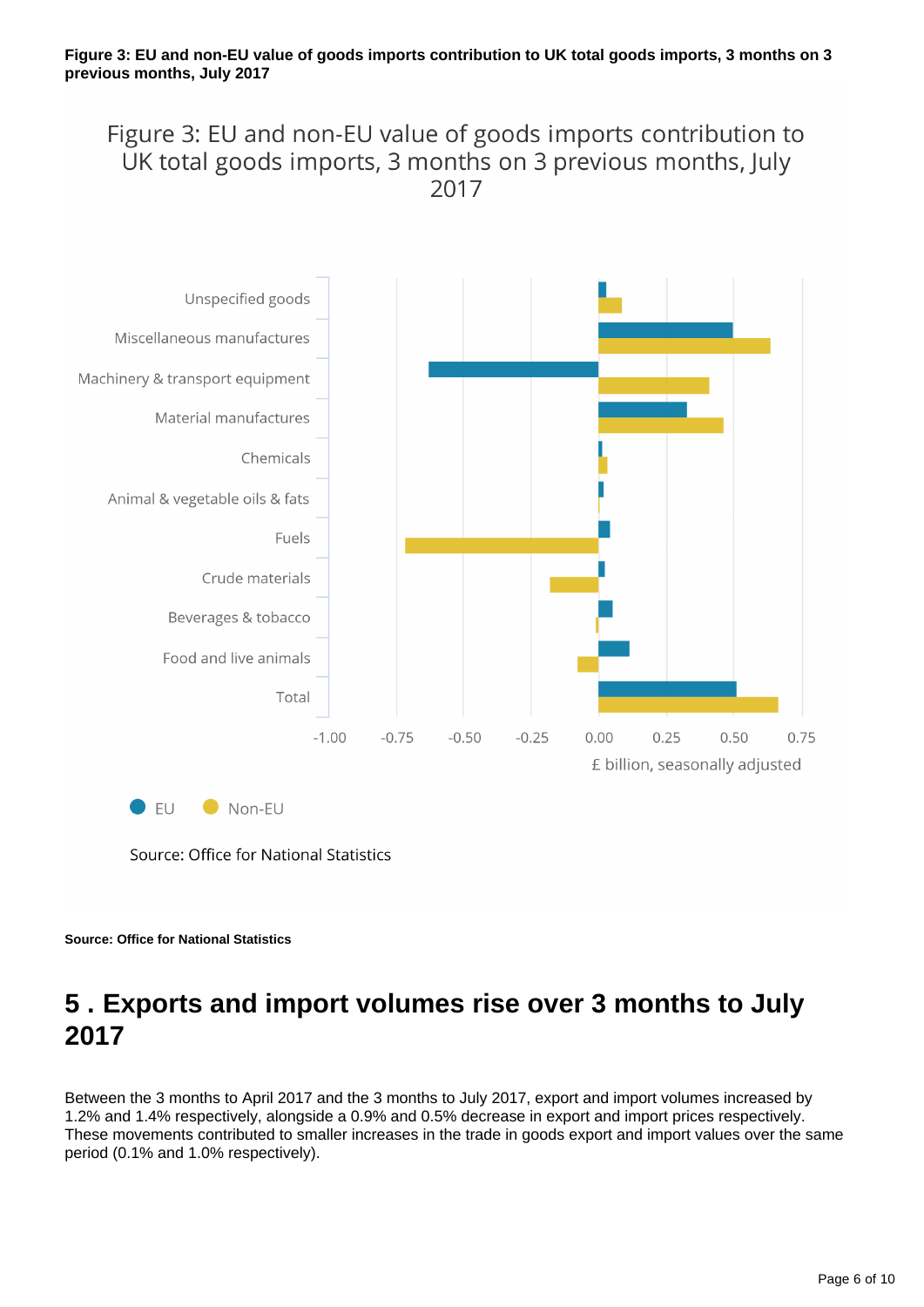**Figure 3: EU and non-EU value of goods imports contribution to UK total goods imports, 3 months on 3 previous months, July 2017**

Figure 3: EU and non-EU value of goods imports contribution to UK total goods imports, 3 months on 3 previous months, July 2017

Unspecified goods
Miscellaneous manufactures
Machinery & transport equipment
Material manufactures
Chemicals
Animal & vegetable oils & fats
Fuels
Crude materials
Beverages & tobacco
Food and live animals
Total

-1.00 -0.75 -0.50 -0.25 0.00 0.25 0.50 0.75

£ billion, seasonally adjusted

EU Non-EU

Source: Office for National Statistics

**Source: Office for National Statistics**

## 5 . Exports and import volumes rise over 3 months to July 2017

Between the 3 months to April 2017 and the 3 months to July 2017, export and import volumes increased by 1.2% and 1.4% respectively, alongside a 0.9% and 0.5% decrease in export and import prices respectively. These movements contributed to smaller increases in the trade in goods export and import values over the same period (0.1% and 1.0% respectively).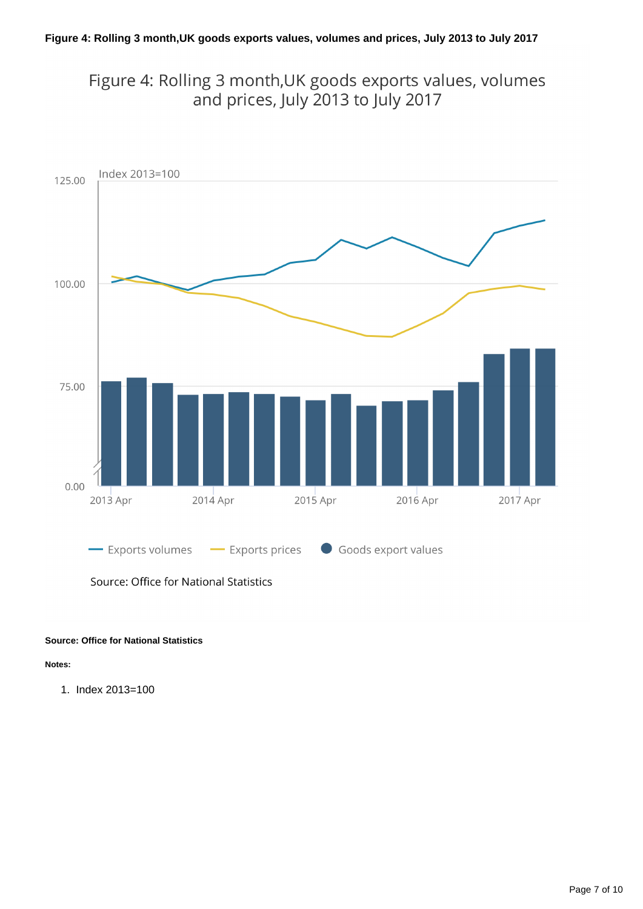**Figure 4: Rolling 3 month,UK goods exports values, volumes and prices, July 2013 to July 2017**

Figure 4: Rolling 3 month,UK goods exports values, volumes and prices, July 2013 to July 2017

Index 2013=100

Exports volumes — Exports prices — Goods export values

Source: Office for National Statistics

**Source: Office for National Statistics**

**Notes:**

1. Index 2013=100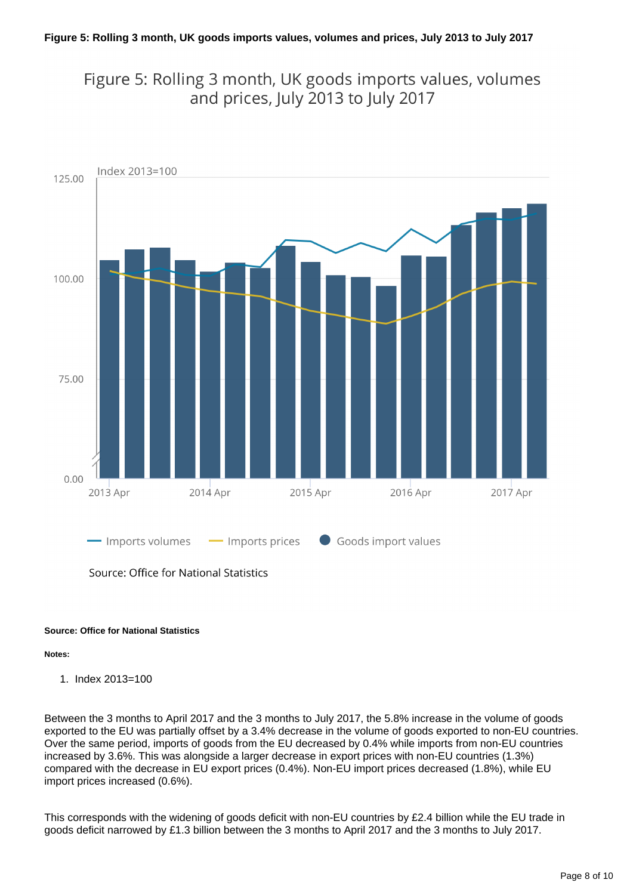**Figure 5: Rolling 3 month, UK goods imports values, volumes and prices, July 2013 to July 2017**

Figure 5: Rolling 3 month, UK goods imports values, volumes and prices, July 2013 to July 2017

Index 2013=100

125.00

100.00

75.00

0.00

2013 Apr 2014 Apr 2015 Apr 2016 Apr 2017 Apr

Imports volumes Imports prices Goods import values

Source: Office for National Statistics

**Source: Office for National Statistics**

**Notes:**

1. Index 2013=100

Between the 3 months to April 2017 and the 3 months to July 2017, the 5.8% increase in the volume of goods exported to the EU was partially offset by a 3.4% decrease in the volume of goods exported to non-EU countries. Over the same period, imports of goods from the EU decreased by 0.4% while imports from non-EU countries increased by 3.6%. This was alongside a larger decrease in export prices with non-EU countries (1.3%) compared with the decrease in EU export prices (0.4%). Non-EU import prices decreased (1.8%), while EU import prices increased (0.6%).

This corresponds with the widening of goods deficit with non-EU countries by £2.4 billion while the EU trade in goods deficit narrowed by £1.3 billion between the 3 months to April 2017 and the 3 months to July 2017.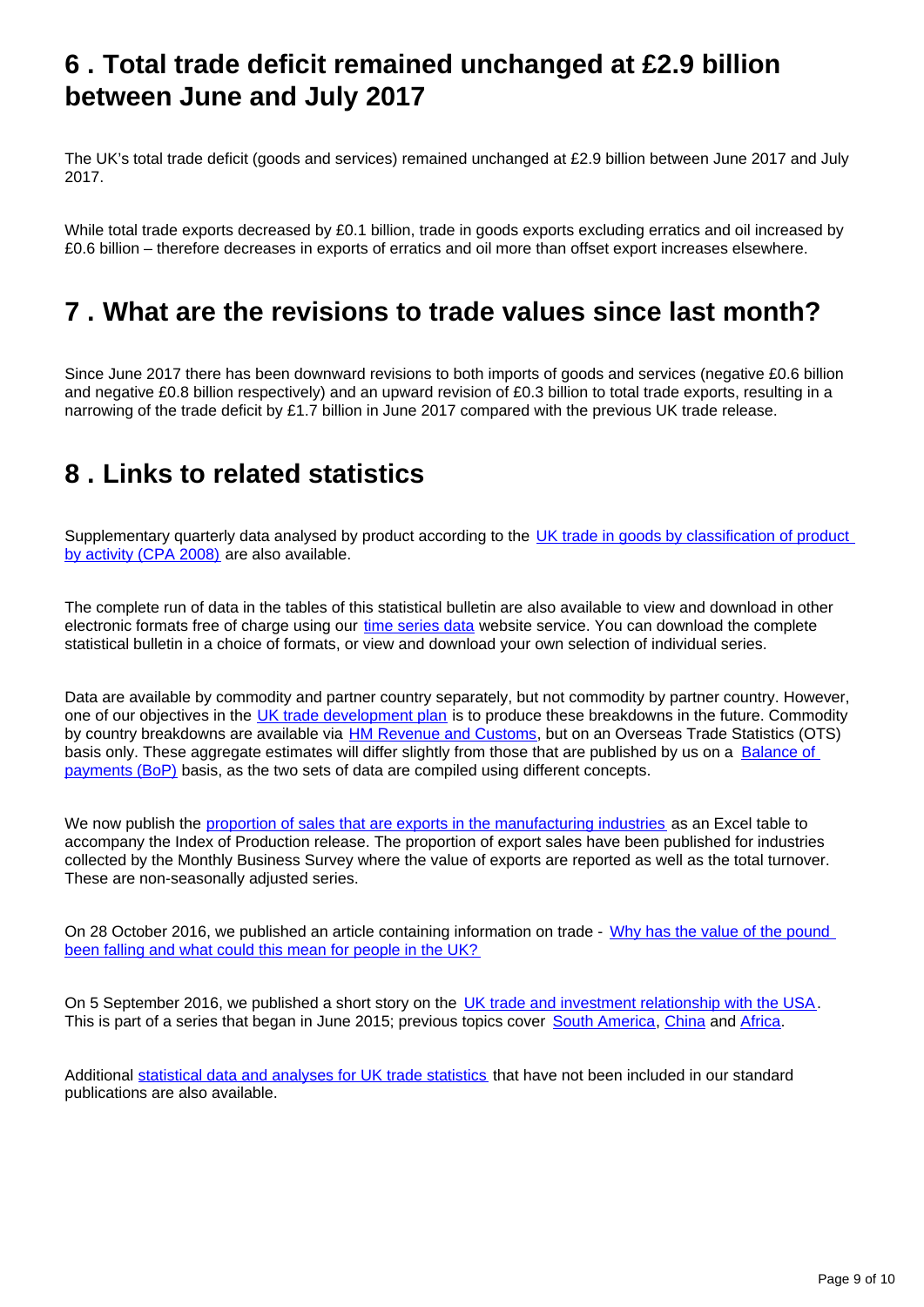## 6 . Total trade deficit remained unchanged at £2.9 billion between June and July 2017

The UK's total trade deficit (goods and services) remained unchanged at £2.9 billion between June 2017 and July 2017.

While total trade exports decreased by £0.1 billion, trade in goods exports excluding erratics and oil increased by £0.6 billion – therefore decreases in exports of erratics and oil more than offset export increases elsewhere.

## 7 . What are the revisions to trade values since last month?

Since June 2017 there has been downward revisions to both imports of goods and services (negative £0.6 billion and negative £0.8 billion respectively) and an upward revision of £0.3 billion to total trade exports, resulting in a narrowing of the trade deficit by £1.7 billion in June 2017 compared with the previous UK trade release.

## 8 . Links to related statistics

Supplementary quarterly data analysed by product according to the UK trade in goods by classification of product by activity (CPA 2008) are also available.

The complete run of data in the tables of this statistical bulletin are also available to view and download in other electronic formats free of charge using our time series data website service. You can download the complete statistical bulletin in a choice of formats, or view and download your own selection of individual series.

Data are available by commodity and partner country separately, but not commodity by partner country. However, one of our objectives in the UK trade development plan is to produce these breakdowns in the future. Commodity by country breakdowns are available via HM Revenue and Customs, but on an Overseas Trade Statistics (OTS) basis only. These aggregate estimates will differ slightly from those that are published by us on a Balance of payments (BoP) basis, as the two sets of data are compiled using different concepts.

We now publish the proportion of sales that are exports in the manufacturing industries as an Excel table to accompany the Index of Production release. The proportion of export sales have been published for industries collected by the Monthly Business Survey where the value of exports are reported as well as the total turnover. These are non-seasonally adjusted series.

On 28 October 2016, we published an article containing information on trade - Why has the value of the pound been falling and what could this mean for people in the UK?

On 5 September 2016, we published a short story on the UK trade and investment relationship with the USA. This is part of a series that began in June 2015; previous topics cover South America, China and Africa.

Additional statistical data and analyses for UK trade statistics that have not been included in our standard publications are also available.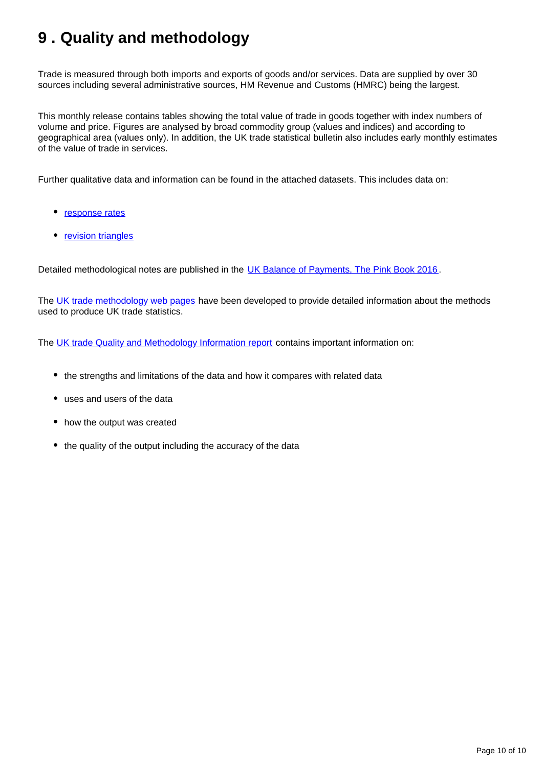# 9 . Quality and methodology

Trade is measured through both imports and exports of goods and/or services. Data are supplied by over 30 sources including several administrative sources, HM Revenue and Customs (HMRC) being the largest.

This monthly release contains tables showing the total value of trade in goods together with index numbers of volume and price. Figures are analysed by broad commodity group (values and indices) and according to geographical area (values only). In addition, the UK trade statistical bulletin also includes early monthly estimates of the value of trade in services.

Further qualitative data and information can be found in the attached datasets. This includes data on:

- response rates
- revision triangles

Detailed methodological notes are published in the UK Balance of Payments, The Pink Book 2016.

The UK trade methodology web pages have been developed to provide detailed information about the methods used to produce UK trade statistics.

The UK trade Quality and Methodology Information report contains important information on:

- the strengths and limitations of the data and how it compares with related data
- uses and users of the data
- how the output was created
- the quality of the output including the accuracy of the data